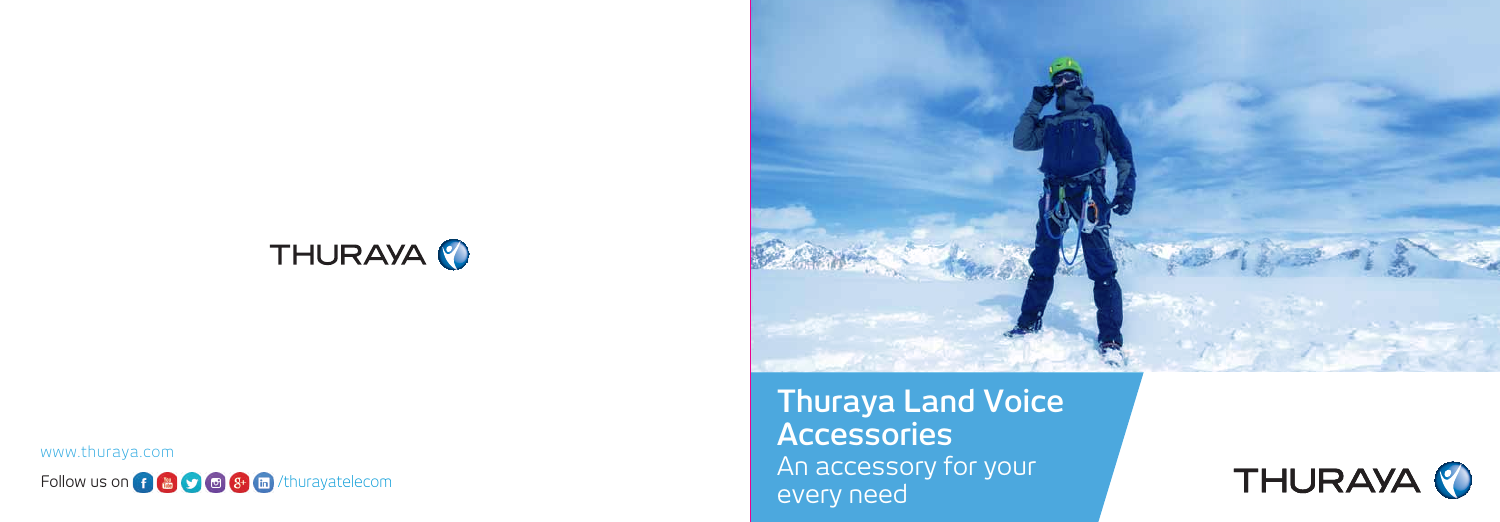THURAYA

www.thuraya.com

Follow us on /thurayatelecom

# Thuraya Land Voice Accessories

An accessory for your every need

THURAYA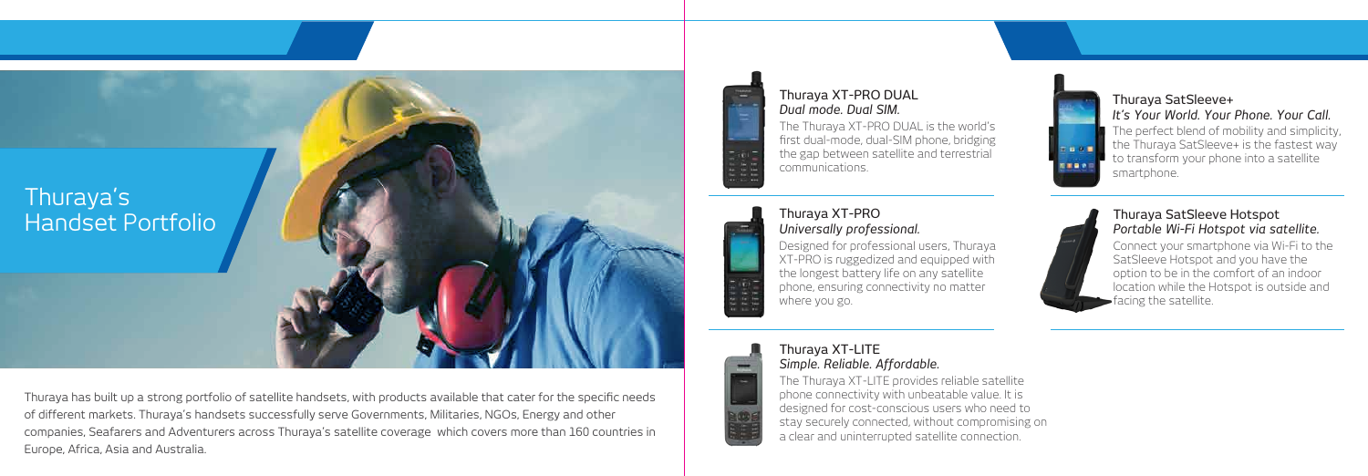# Thuraya's Handset Portfolio

Thuraya has built up a strong portfolio of satellite handsets, with products available that cater for the specific needs of different markets. Thuraya's handsets successfully serve Governments, Militaries, NGOs, Energy and other companies, Seafarers and Adventurers across Thuraya's satellite coverage which covers more than 160 countries in Europe, Africa, Asia and Australia.

## Thuraya XT-PRO DUAL

*Dual mode. Dual SIM.*

The Thuraya XT-PRO DUAL is the world's first dual-mode, dual-SIM phone, bridging the gap between satellite and terrestrial communications.

## Thuraya XT-PRO

*Universally professional.*

Designed for professional users, Thuraya XT-PRO is ruggedized and equipped with the longest battery life on any satellite phone, ensuring connectivity no matter where you go.

## Thuraya XT-LITE

*Simple. Reliable. Affordable.*

The Thuraya XT-LITE provides reliable satellite phone connectivity with unbeatable value. It is designed for cost-conscious users who need to stay securely connected, without compromising on a clear and uninterrupted satellite connection.

## Thuraya SatSleeve+

*It's Your World. Your Phone. Your Call.*

The perfect blend of mobility and simplicity, the Thuraya SatSleeve+ is the fastest way to transform your phone into a satellite smartphone.

## Thuraya SatSleeve Hotspot

*Portable Wi-Fi Hotspot via satellite.*

Connect your smartphone via Wi-Fi to the SatSleeve Hotspot and you have the option to be in the comfort of an indoor location while the Hotspot is outside and facing the satellite.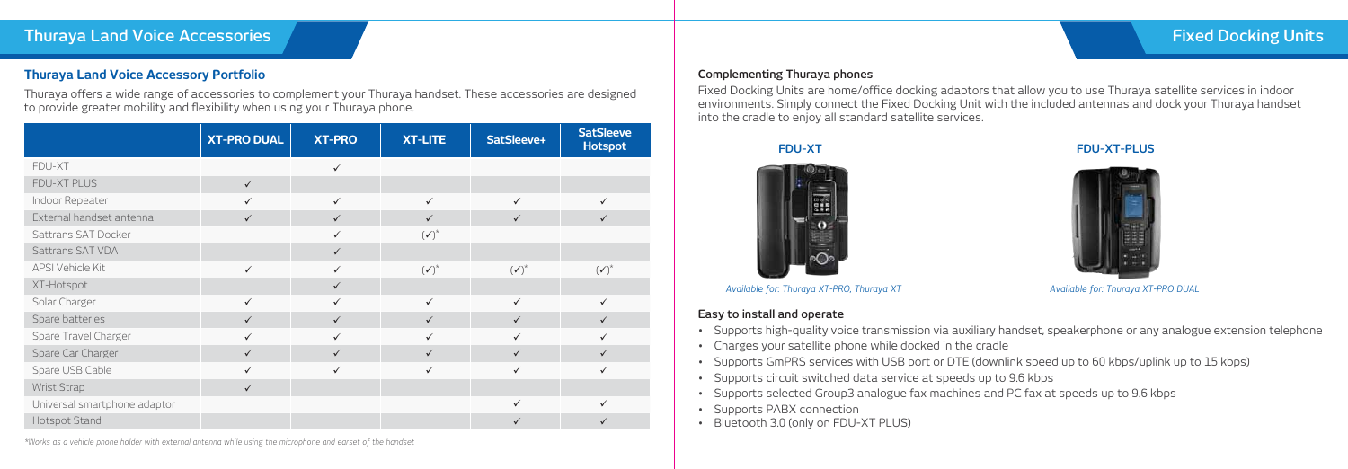# Thuraya Land Voice Accessories

## Thuraya Land Voice Accessory Portfolio

Thuraya offers a wide range of accessories to complement your Thuraya handset. These accessories are designed to provide greater mobility and flexibility when using your Thuraya phone.

| | XT-PRO DUAL | XT-PRO | XT-LITE | SatSleeve+ | SatSleeve Hotspot |
|---|---|---|---|---|---|
| FDU-XT | | ✓ | | | |
| FDU-XT PLUS | ✓ | | | | |
| Indoor Repeater | ✓ | ✓ | ✓ | ✓ | ✓ |
| External handset antenna | ✓ | ✓ | ✓ | ✓ | ✓ |
| Sattrans SAT Docker | | ✓ | (✓)* | | |
| Sattrans SAT VDA | | ✓ | | | |
| APSI Vehicle Kit | ✓ | ✓ | (✓)* | (✓)* | (✓)* |
| XT-Hotspot | | ✓ | | | |
| Solar Charger | ✓ | ✓ | ✓ | ✓ | ✓ |
| Spare batteries | ✓ | ✓ | ✓ | ✓ | ✓ |
| Spare Travel Charger | ✓ | ✓ | ✓ | ✓ | ✓ |
| Spare Car Charger | ✓ | ✓ | ✓ | ✓ | ✓ |
| Spare USB Cable | ✓ | ✓ | ✓ | ✓ | ✓ |
| Wrist Strap | ✓ | | | | |
| Universal smartphone adaptor | | | | ✓ | ✓ |
| Hotspot Stand | | | | ✓ | ✓ |

*Works as a vehicle phone holder with external antenna while using the microphone and earset of the handset*

# Fixed Docking Units

### Complementing Thuraya phones

Fixed Docking Units are home/office docking adaptors that allow you to use Thuraya satellite services in indoor environments. Simply connect the Fixed Docking Unit with the included antennas and dock your Thuraya handset into the cradle to enjoy all standard satellite services.

**FDU-XT**

*Available for: Thuraya XT-PRO, Thuraya XT*

**FDU-XT-PLUS**

*Available for: Thuraya XT-PRO DUAL*

### Easy to install and operate

- Supports high-quality voice transmission via auxiliary handset, speakerphone or any analogue extension telephone
- Charges your satellite phone while docked in the cradle
- Supports GmPRS services with USB port or DTE (downlink speed up to 60 kbps/uplink up to 15 kbps)
- Supports circuit switched data service at speeds up to 9.6 kbps
- Supports selected Group3 analogue fax machines and PC fax at speeds up to 9.6 kbps
- Supports PABX connection
- Bluetooth 3.0 (only on FDU-XT PLUS)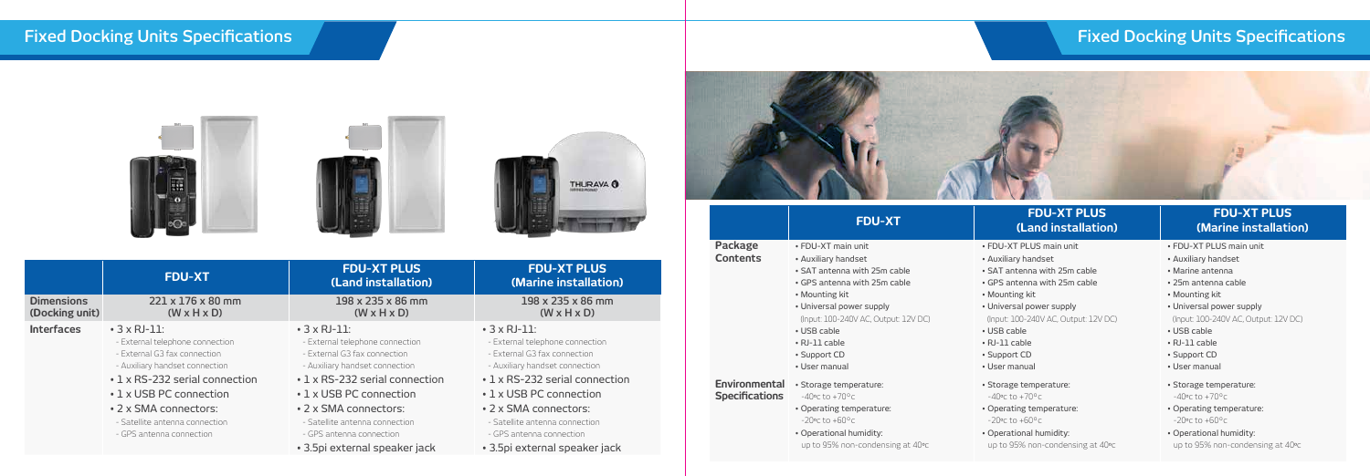## Fixed Docking Units Specifications

| | FDU-XT | FDU-XT PLUS (Land installation) | FDU-XT PLUS (Marine installation) |
|---|---|---|---|
| **Dimensions (Docking unit)** | 221 x 176 x 80 mm (W x H x D) | 198 x 235 x 86 mm (W x H x D) | 198 x 235 x 86 mm (W x H x D) |
| **Interfaces** | • 3 x RJ-11: - External telephone connection - External G3 fax connection - Auxiliary handset connection • 1 x RS-232 serial connection • 1 x USB PC connection • 2 x SMA connectors: - Satellite antenna connection - GPS antenna connection | • 3 x RJ-11: - External telephone connection - External G3 fax connection - Auxiliary handset connection • 1 x RS-232 serial connection • 1 x USB PC connection • 2 x SMA connectors: - Satellite antenna connection - GPS antenna connection • 3.5pi external speaker jack | • 3 x RJ-11: - External telephone connection - External G3 fax connection - Auxiliary handset connection • 1 x RS-232 serial connection • 1 x USB PC connection • 2 x SMA connectors: - Satellite antenna connection - GPS antenna connection • 3.5pi external speaker jack |

## Fixed Docking Units Specifications

| | FDU-XT | FDU-XT PLUS (Land installation) | FDU-XT PLUS (Marine installation) |
|---|---|---|---|
| **Package Contents** | • FDU-XT main unit • Auxiliary handset • SAT antenna with 25m cable • GPS antenna with 25m cable • Mounting kit • Universal power supply (Input: 100-240V AC, Output: 12V DC) • USB cable • RJ-11 cable • Support CD • User manual | • FDU-XT PLUS main unit • Auxiliary handset • SAT antenna with 25m cable • GPS antenna with 25m cable • Mounting kit • Universal power supply (Input: 100-240V AC, Output: 12V DC) • USB cable • RJ-11 cable • Support CD • User manual | • FDU-XT PLUS main unit • Auxiliary handset • Marine antenna • 25m antenna cable • Mounting kit • Universal power supply (Input: 100-240V AC, Output: 12V DC) • USB cable • RJ-11 cable • Support CD • User manual |
| **Environmental Specifications** | • Storage temperature: -40ºc to +70°c • Operating temperature: -20ºc to +60°c • Operational humidity: up to 95% non-condensing at 40ºc | • Storage temperature: -40ºc to +70°c • Operating temperature: -20ºc to +60°c • Operational humidity: up to 95% non-condensing at 40ºc | • Storage temperature: -40ºc to +70°c • Operating temperature: -20ºc to +60°c • Operational humidity: up to 95% non-condensing at 40ºc |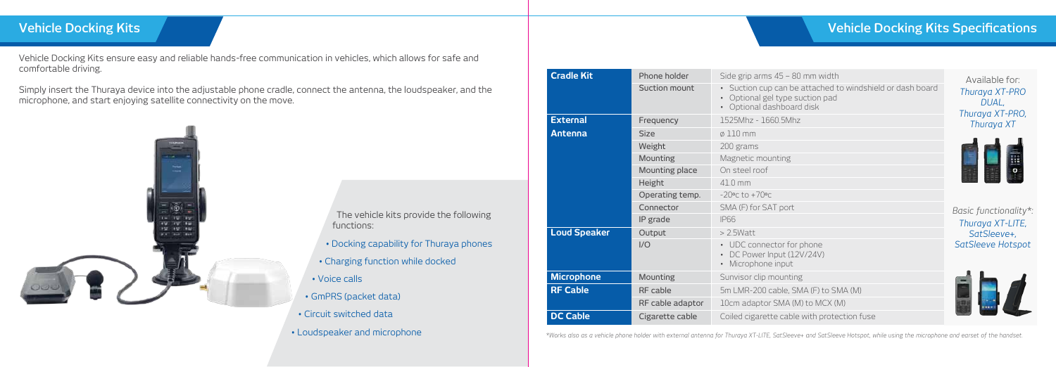## Vehicle Docking Kits

Vehicle Docking Kits ensure easy and reliable hands-free communication in vehicles, which allows for safe and comfortable driving.

Simply insert the Thuraya device into the adjustable phone cradle, connect the antenna, the loudspeaker, and the microphone, and start enjoying satellite connectivity on the move.

The vehicle kits provide the following functions:

- Docking capability for Thuraya phones
- Charging function while docked
- Voice calls
- GmPRS (packet data)
- Circuit switched data
- Loudspeaker and microphone

## Vehicle Docking Kits Specifications

| | | |
|---|---|---|
| **Cradle Kit** | Phone holder | Side grip arms 45 – 80 mm width |
| | Suction mount | • Suction cup can be attached to windshield or dash board<br>• Optional gel type suction pad<br>• Optional dashboard disk |
| **External Antenna** | Frequency | 1525Mhz - 1660.5Mhz |
| | Size | ø 110 mm |
| | Weight | 200 grams |
| | Mounting | Magnetic mounting |
| | Mounting place | On steel roof |
| | Height | 41.0 mm |
| | Operating temp. | -20ºc to +70ºc |
| | Connector | SMA (F) for SAT port |
| | IP grade | IP66 |
| **Loud Speaker** | Output | > 2.5Watt |
| | I/O | • UDC connector for phone<br>• DC Power Input (12V/24V)<br>• Microphone input |
| **Microphone** | Mounting | Sunvisor clip mounting |
| **RF Cable** | RF cable | 5m LMR-200 cable, SMA (F) to SMA (M) |
| | RF cable adaptor | 10cm adaptor SMA (M) to MCX (M) |
| **DC Cable** | Cigarette cable | Coiled cigarette cable with protection fuse |

Available for:
*Thuraya XT-PRO DUAL, Thuraya XT-PRO, Thuraya XT*

*Basic functionality\*:*
*Thuraya XT-LITE, SatSleeve+, SatSleeve Hotspot*

*\*Works also as a vehicle phone holder with external antenna for Thuraya XT-LITE, SatSleeve+ and SatSleeve Hotspot, while using the microphone and earset of the handset.*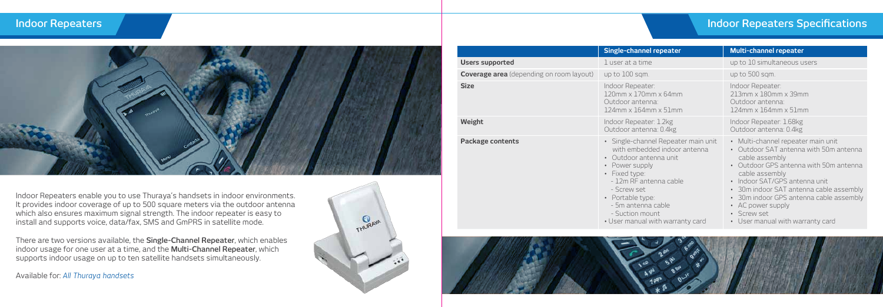## Indoor Repeaters

Indoor Repeaters enable you to use Thuraya's handsets in indoor environments. It provides indoor coverage of up to 500 square meters via the outdoor antenna which also ensures maximum signal strength. The indoor repeater is easy to install and supports voice, data/fax, SMS and GmPRS in satellite mode.

There are two versions available, the **Single-Channel Repeater**, which enables indoor usage for one user at a time, and the **Multi-Channel Repeater**, which supports indoor usage on up to ten satellite handsets simultaneously.

Available for: *All Thuraya handsets*

## Indoor Repeaters Specifications

| | Single-channel repeater | Multi-channel repeater |
|---|---|---|
| **Users supported** | 1 user at a time | up to 10 simultaneous users |
| **Coverage area** (depending on room layout) | up to 100 sqm. | up to 500 sqm. |
| **Size** | Indoor Repeater: 120mm x 170mm x 64mm<br>Outdoor antenna: 124mm x 164mm x 51mm | Indoor Repeater: 213mm x 180mm x 39mm<br>Outdoor antenna: 124mm x 164mm x 51mm |
| **Weight** | Indoor Repeater: 1.2kg<br>Outdoor antenna: 0.4kg | Indoor Repeater: 1.68kg<br>Outdoor antenna: 0.4kg |
| **Package contents** | • Single-channel Repeater main unit with embedded indoor antenna<br>• Outdoor antenna unit<br>• Power supply<br>• Fixed type:<br>- 12m RF antenna cable<br>- Screw set<br>• Portable type:<br>- 5m antenna cable<br>- Suction mount<br>• User manual with warranty card | • Multi-channel repeater main unit<br>• Outdoor SAT antenna with 50m antenna cable assembly<br>• Outdoor GPS antenna with 50m antenna cable assembly<br>• Indoor SAT/GPS antenna unit<br>• 30m indoor SAT antenna cable assembly<br>• 30m indoor GPS antenna cable assembly<br>• AC power supply<br>• Screw set<br>• User manual with warranty card |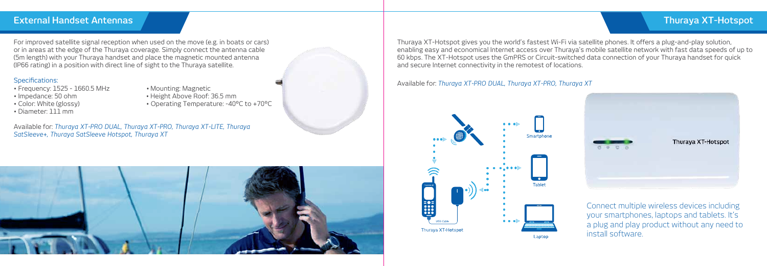## External Handset Antennas

For improved satellite signal reception when used on the move (e.g. in boats or cars) or in areas at the edge of the Thuraya coverage. Simply connect the antenna cable (5m length) with your Thuraya handset and place the magnetic mounted antenna (IP66 rating) in a position with direct line of sight to the Thuraya satellite.

### Specifications:

- Frequency: 1525 - 1660.5 MHz
- Impedance: 50 ohm
- Color: White (glossy)
- Diameter: 111 mm
- Mounting: Magnetic
- Height Above Roof: 36.5 mm
- Operating Temperature: -40°C to +70°C

Available for: *Thuraya XT-PRO DUAL, Thuraya XT-PRO, Thuraya XT-LITE, Thuraya SatSleeve+, Thuraya SatSleeve Hotspot, Thuraya XT*

## Thuraya XT-Hotspot

Thuraya XT-Hotspot gives you the world's fastest Wi-Fi via satellite phones. It offers a plug-and-play solution, enabling easy and economical Internet access over Thuraya's mobile satellite network with fast data speeds of up to 60 kbps. The XT-Hotspot uses the GmPRS or Circuit-switched data connection of your Thuraya handset for quick and secure Internet connectivity in the remotest of locations.

Available for: *Thuraya XT-PRO DUAL, Thuraya XT-PRO, Thuraya XT*

Connect multiple wireless devices including your smartphones, laptops and tablets. It's a plug and play product without any need to install software.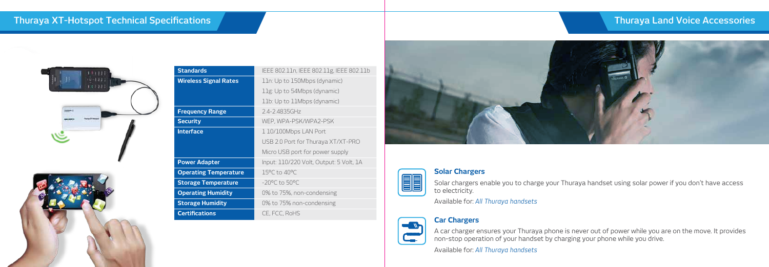## Thuraya XT-Hotspot Technical Specifications

| Standards | IEEE 802.11n, IEEE 802.11g, IEEE 802.11b |
|---|---|
| Wireless Signal Rates | 11n: Up to 150Mbps (dynamic)<br>11g: Up to 54Mbps (dynamic)<br>11b: Up to 11Mbps (dynamic) |
| Frequency Range | 2.4-2.4835GHz |
| Security | WEP, WPA-PSK/WPA2-PSK |
| Interface | 1 10/100Mbps LAN Port<br>USB 2.0 Port for Thuraya XT/XT-PRO<br>Micro USB port for power supply |
| Power Adapter | Input: 110/220 Volt, Output: 5 Volt, 1A |
| Operating Temperature | 15°C to 40°C |
| Storage Temperature | -20°C to 50°C |
| Operating Humidity | 0% to 75%, non-condensing |
| Storage Humidity | 0% to 75% non-condensing |
| Certifications | CE, FCC, RoHS |

## Thuraya Land Voice Accessories

### Solar Chargers

Solar chargers enable you to charge your Thuraya handset using solar power if you don't have access to electricity.

Available for: *All Thuraya handsets*

### Car Chargers

A car charger ensures your Thuraya phone is never out of power while you are on the move. It provides non-stop operation of your handset by charging your phone while you drive.

Available for: *All Thuraya handsets*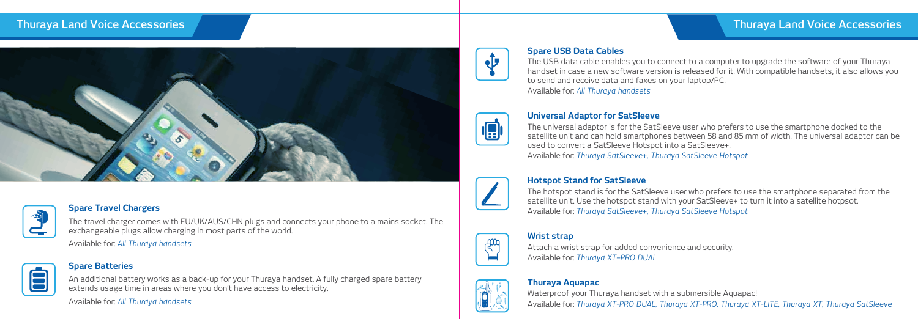## Spare Travel Chargers

The travel charger comes with EU/UK/AUS/CHN plugs and connects your phone to a mains socket. The exchangeable plugs allow charging in most parts of the world.

Available for: *All Thuraya handsets*

## Spare Batteries

An additional battery works as a back-up for your Thuraya handset. A fully charged spare battery extends usage time in areas where you don't have access to electricity.

Available for: *All Thuraya handsets*

## Spare USB Data Cables

The USB data cable enables you to connect to a computer to upgrade the software of your Thuraya handset in case a new software version is released for it. With compatible handsets, it also allows you to send and receive data and faxes on your laptop/PC.

Available for: *All Thuraya handsets*

## Universal Adaptor for SatSleeve

The universal adaptor is for the SatSleeve user who prefers to use the smartphone docked to the satellite unit and can hold smartphones between 58 and 85 mm of width. The universal adaptor can be used to convert a SatSleeve Hotspot into a SatSleeve+.

Available for: *Thuraya SatSleeve+, Thuraya SatSleeve Hotspot*

## Hotspot Stand for SatSleeve

The hotspot stand is for the SatSleeve user who prefers to use the smartphone separated from the satellite unit. Use the hotspot stand with your SatSleeve+ to turn it into a satellite hotsot.

Available for: *Thuraya SatSleeve+, Thuraya SatSleeve Hotspot*

## Wrist strap

Attach a wrist strap for added convenience and security.

Available for: *Thuraya XT-PRO DUAL*

## Thuraya Aquapac

Waterproof your Thuraya handset with a submersible Aquapac!

Available for: *Thuraya XT-PRO DUAL, Thuraya XT-PRO, Thuraya XT-LITE, Thuraya XT, Thuraya SatSleeve*